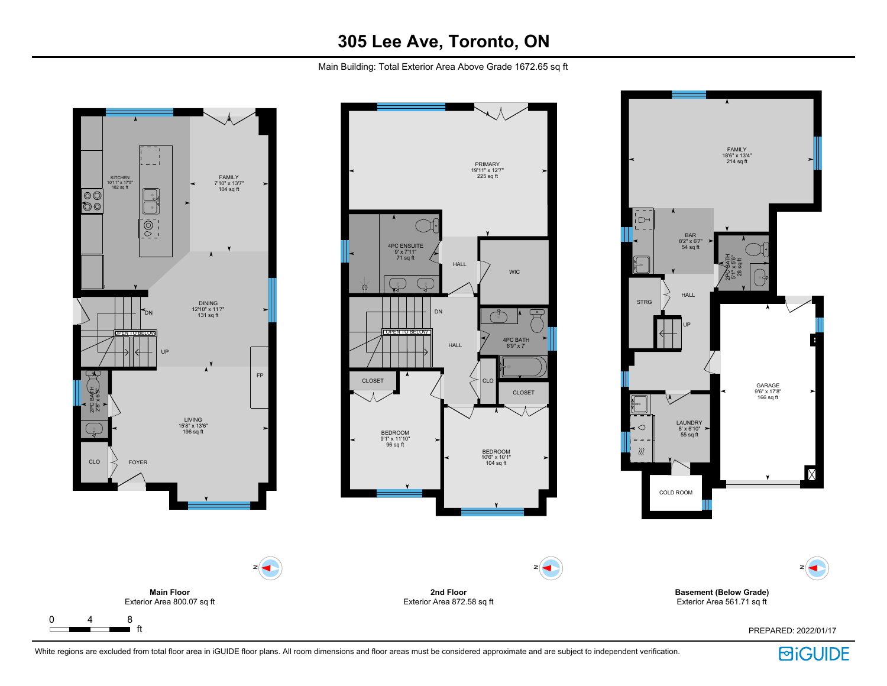# 305 Lee Ave, Toronto, ON

Main Building: Total Exterior Area Above Grade 1672.65 sq ft

KITCHEN
10'11" x 17'5"
182 sq ft

FAMILY
7'10" x 13'7"
104 sq ft

DINING
12'10" x 11'7"
131 sq ft

DN

OPEN TO BELOW

UP

FP

2PC BATH
2'8" x 6'5"

LIVING
15'8" x 13'6"
196 sq ft

CLO

FOYER

PRIMARY
19'11" x 12'7"
225 sq ft

4PC ENSUITE
9' x 7'11"
71 sq ft

HALL

WIC

DN

OPEN TO BELOW

HALL

4PC BATH
6'9" x 7'

CLO

CLOSET

CLOSET

BEDROOM
9'1" x 11'10"
96 sq ft

BEDROOM
10'6" x 10'1"
104 sq ft

FAMILY
18'6" x 13'4"
214 sq ft

BAR
8'2" x 6'7"
54 sq ft

2PC BATH
5'1" x 5'6"
28 sq ft

STRG

HALL

UP

GARAGE
9'6" x 17'8"
166 sq ft

LAUNDRY
8' x 6'10"
55 sq ft

COLD ROOM

**Main Floor**
Exterior Area 800.07 sq ft

**2nd Floor**
Exterior Area 872.58 sq ft

**Basement (Below Grade)**
Exterior Area 561.71 sq ft

0 4 8 ft

PREPARED: 2022/01/17

White regions are excluded from total floor area in iGUIDE floor plans. All room dimensions and floor areas must be considered approximate and are subject to independent verification.

iGUIDE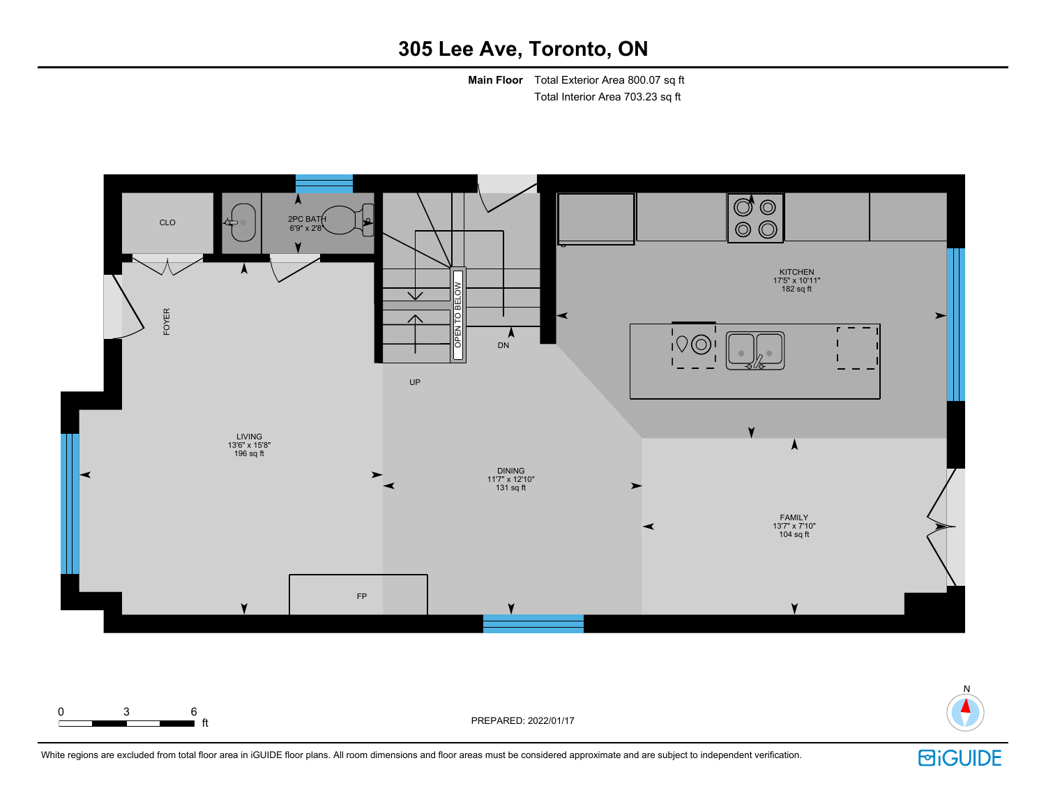# 305 Lee Ave, Toronto, ON

**Main Floor** Total Exterior Area 800.07 sq ft
Total Interior Area 703.23 sq ft

CLO

2PC BATH
6'9" x 2'8"

FOYER

OPEN TO BELOW

DN

UP

KITCHEN
17'5" x 10'11"
182 sq ft

LIVING
13'6" x 15'8"
196 sq ft

DINING
11'7" x 12'10"
131 sq ft

FAMILY
13'7" x 7'10"
104 sq ft

FP

0 3 6 ft

N

PREPARED: 2022/01/17

White regions are excluded from total floor area in iGUIDE floor plans. All room dimensions and floor areas must be considered approximate and are subject to independent verification.

iGUIDE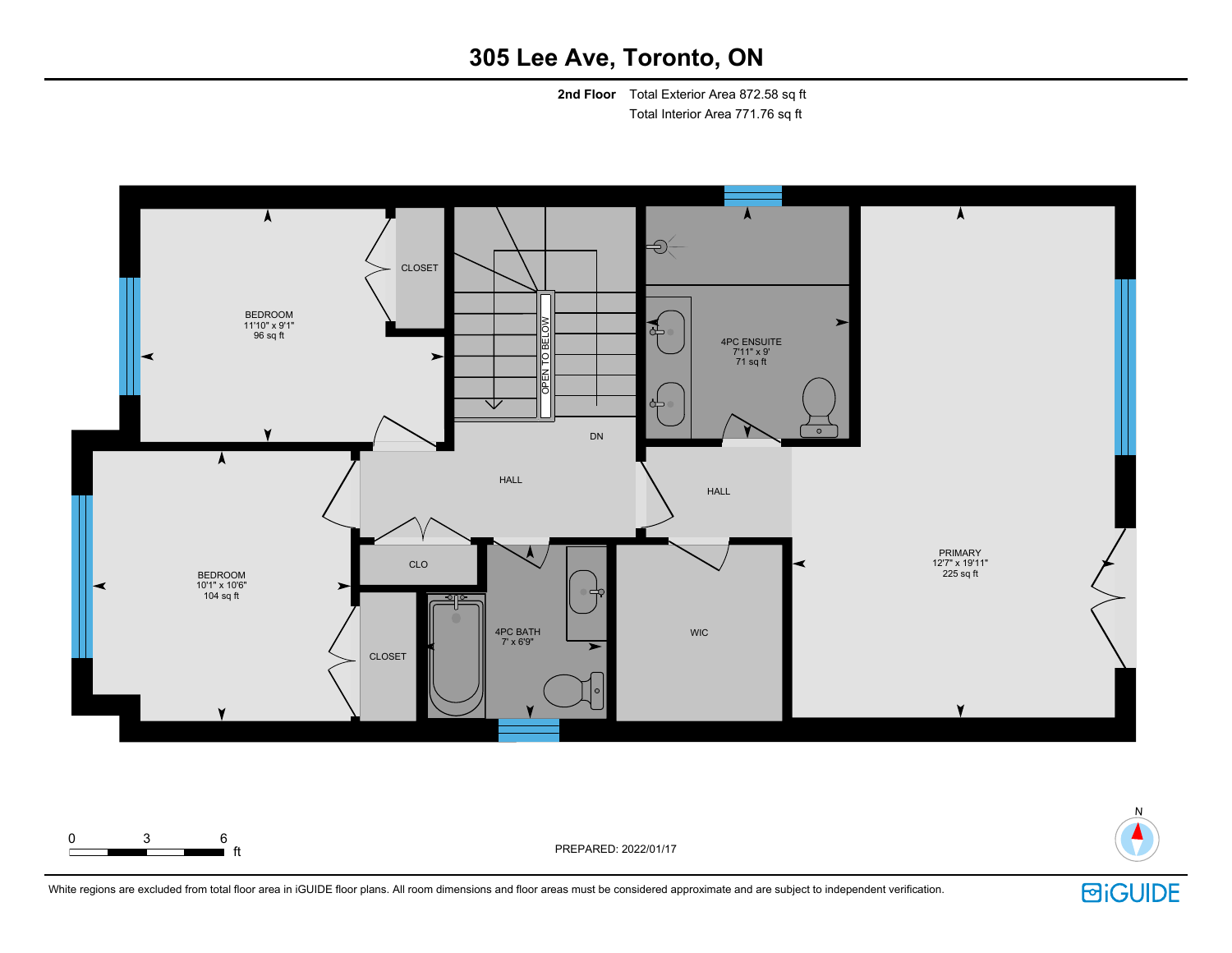# 305 Lee Ave, Toronto, ON

**2nd Floor** Total Exterior Area 872.58 sq ft
Total Interior Area 771.76 sq ft

CLOSET

BEDROOM
11'10" x 9'1"
96 sq ft

OPEN TO BELOW

4PC ENSUITE
7'11" x 9'
71 sq ft

DN

HALL

HALL

PRIMARY
12'7" x 19'11"
225 sq ft

BEDROOM
10'1" x 10'6"
104 sq ft

CLO

CLOSET

4PC BATH
7' x 6'9"

WIC

0 3 6 ft

PREPARED: 2022/01/17

N

White regions are excluded from total floor area in iGUIDE floor plans. All room dimensions and floor areas must be considered approximate and are subject to independent verification.

iGUIDE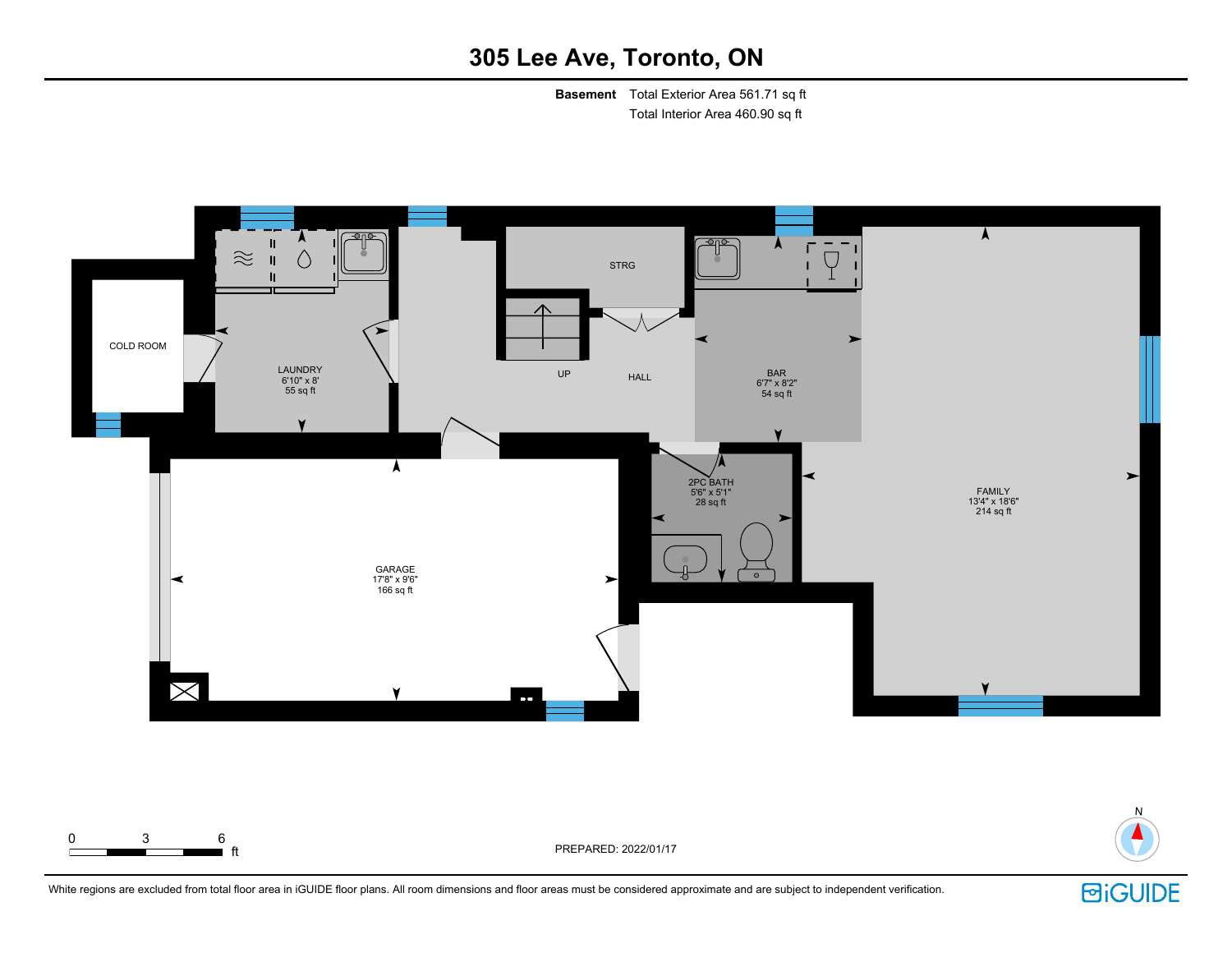# 305 Lee Ave, Toronto, ON

**Basement** Total Exterior Area 561.71 sq ft
Total Interior Area 460.90 sq ft

COLD ROOM

LAUNDRY
6'10" x 8'
55 sq ft

STRG

UP

HALL

BAR
6'7" x 8'2"
54 sq ft

2PC BATH
5'6" x 5'1"
28 sq ft

FAMILY
13'4" x 18'6"
214 sq ft

GARAGE
17'8" x 9'6"
166 sq ft

0 3 6 ft

PREPARED: 2022/01/17

N

White regions are excluded from total floor area in iGUIDE floor plans. All room dimensions and floor areas must be considered approximate and are subject to independent verification.

iGUIDE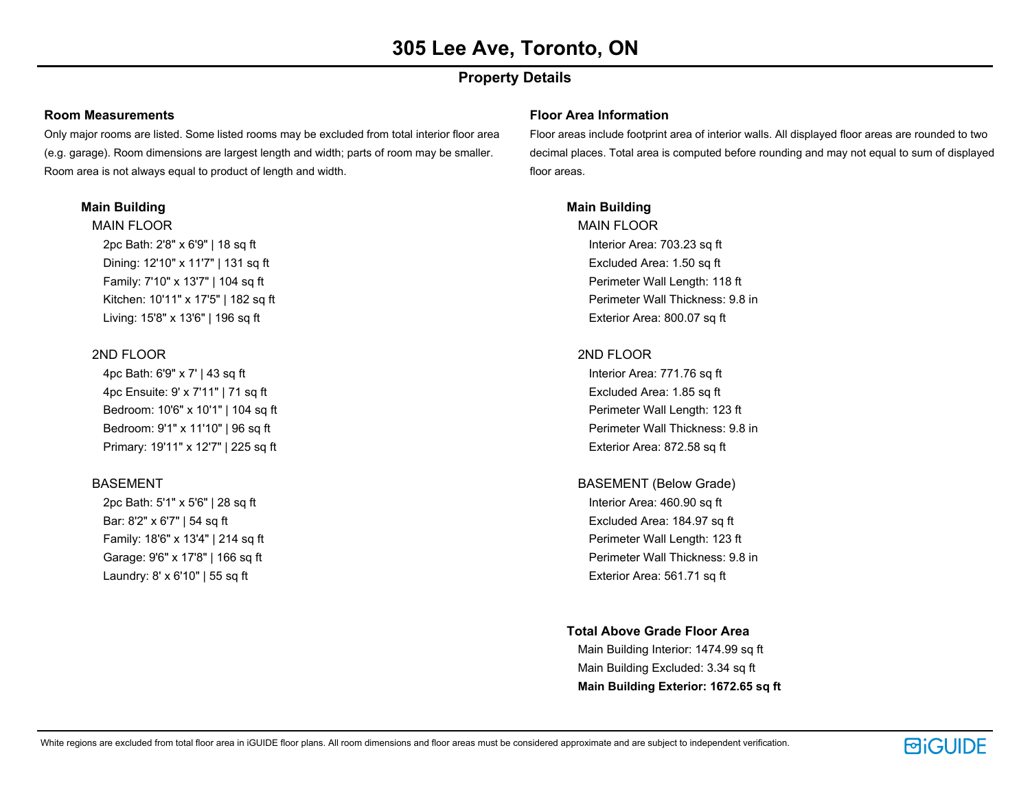# 305 Lee Ave, Toronto, ON

## Property Details

### Room Measurements

Only major rooms are listed. Some listed rooms may be excluded from total interior floor area (e.g. garage). Room dimensions are largest length and width; parts of room may be smaller. Room area is not always equal to product of length and width.

**Main Building**

MAIN FLOOR

- 2pc Bath: 2'8" x 6'9" | 18 sq ft
- Dining: 12'10" x 11'7" | 131 sq ft
- Family: 7'10" x 13'7" | 104 sq ft
- Kitchen: 10'11" x 17'5" | 182 sq ft
- Living: 15'8" x 13'6" | 196 sq ft

2ND FLOOR

- 4pc Bath: 6'9" x 7' | 43 sq ft
- 4pc Ensuite: 9' x 7'11" | 71 sq ft
- Bedroom: 10'6" x 10'1" | 104 sq ft
- Bedroom: 9'1" x 11'10" | 96 sq ft
- Primary: 19'11" x 12'7" | 225 sq ft

BASEMENT

- 2pc Bath: 5'1" x 5'6" | 28 sq ft
- Bar: 8'2" x 6'7" | 54 sq ft
- Family: 18'6" x 13'4" | 214 sq ft
- Garage: 9'6" x 17'8" | 166 sq ft
- Laundry: 8' x 6'10" | 55 sq ft

### Floor Area Information

Floor areas include footprint area of interior walls. All displayed floor areas are rounded to two decimal places. Total area is computed before rounding and may not equal to sum of displayed floor areas.

**Main Building**

MAIN FLOOR

- Interior Area: 703.23 sq ft
- Excluded Area: 1.50 sq ft
- Perimeter Wall Length: 118 ft
- Perimeter Wall Thickness: 9.8 in
- Exterior Area: 800.07 sq ft

2ND FLOOR

- Interior Area: 771.76 sq ft
- Excluded Area: 1.85 sq ft
- Perimeter Wall Length: 123 ft
- Perimeter Wall Thickness: 9.8 in
- Exterior Area: 872.58 sq ft

BASEMENT (Below Grade)

- Interior Area: 460.90 sq ft
- Excluded Area: 184.97 sq ft
- Perimeter Wall Length: 123 ft
- Perimeter Wall Thickness: 9.8 in
- Exterior Area: 561.71 sq ft

**Total Above Grade Floor Area**

- Main Building Interior: 1474.99 sq ft
- Main Building Excluded: 3.34 sq ft
- **Main Building Exterior: 1672.65 sq ft**

White regions are excluded from total floor area in iGUIDE floor plans. All room dimensions and floor areas must be considered approximate and are subject to independent verification.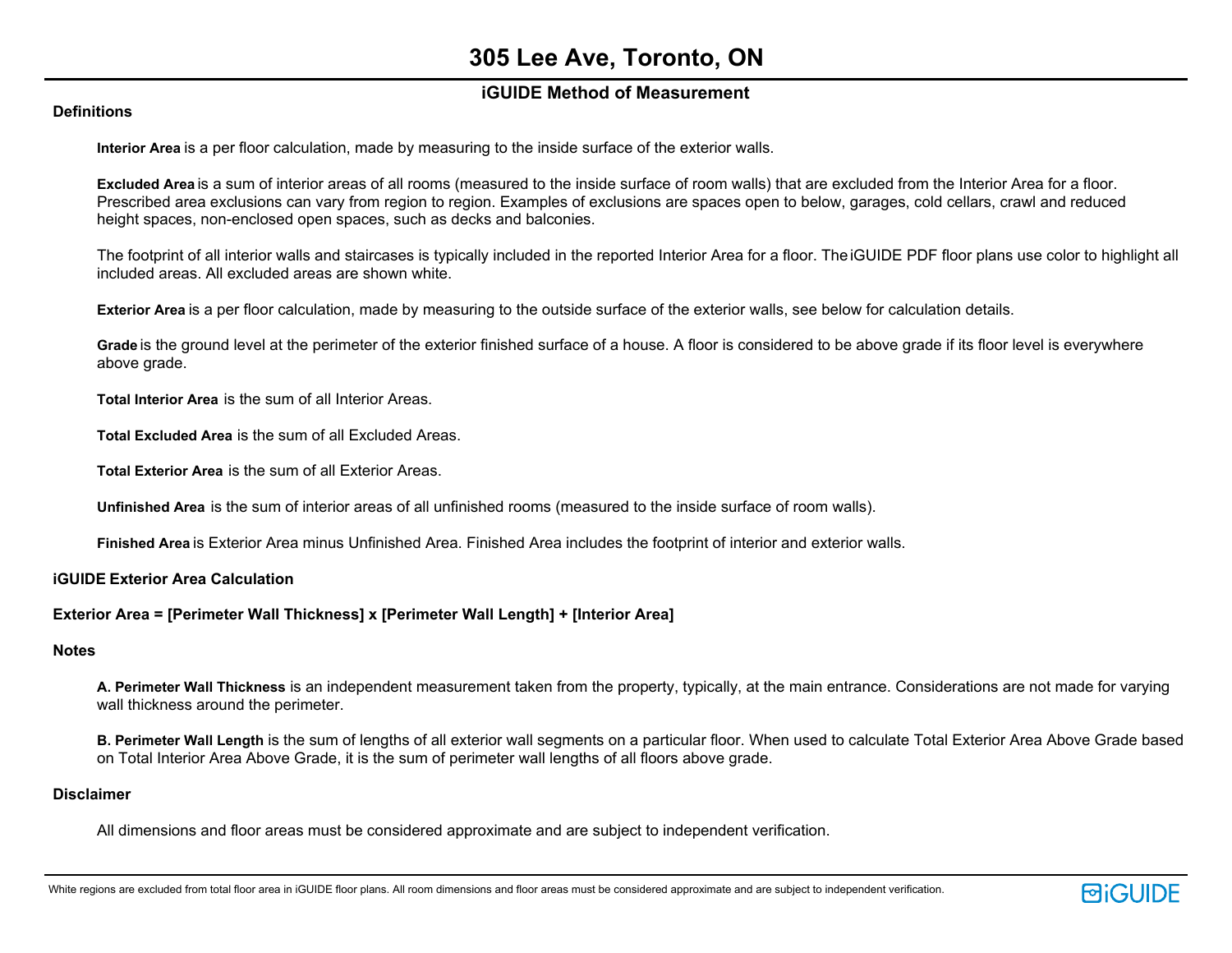# 305 Lee Ave, Toronto, ON

## iGUIDE Method of Measurement

### Definitions

**Interior Area** is a per floor calculation, made by measuring to the inside surface of the exterior walls.

**Excluded Area** is a sum of interior areas of all rooms (measured to the inside surface of room walls) that are excluded from the Interior Area for a floor. Prescribed area exclusions can vary from region to region. Examples of exclusions are spaces open to below, garages, cold cellars, crawl and reduced height spaces, non-enclosed open spaces, such as decks and balconies.

The footprint of all interior walls and staircases is typically included in the reported Interior Area for a floor. The iGUIDE PDF floor plans use color to highlight all included areas. All excluded areas are shown white.

**Exterior Area** is a per floor calculation, made by measuring to the outside surface of the exterior walls, see below for calculation details.

**Grade** is the ground level at the perimeter of the exterior finished surface of a house. A floor is considered to be above grade if its floor level is everywhere above grade.

**Total Interior Area** is the sum of all Interior Areas.

**Total Excluded Area** is the sum of all Excluded Areas.

**Total Exterior Area** is the sum of all Exterior Areas.

**Unfinished Area** is the sum of interior areas of all unfinished rooms (measured to the inside surface of room walls).

**Finished Area** is Exterior Area minus Unfinished Area. Finished Area includes the footprint of interior and exterior walls.

### iGUIDE Exterior Area Calculation

**Exterior Area = [Perimeter Wall Thickness] x [Perimeter Wall Length] + [Interior Area]**

### Notes

**A. Perimeter Wall Thickness** is an independent measurement taken from the property, typically, at the main entrance. Considerations are not made for varying wall thickness around the perimeter.

**B. Perimeter Wall Length** is the sum of lengths of all exterior wall segments on a particular floor. When used to calculate Total Exterior Area Above Grade based on Total Interior Area Above Grade, it is the sum of perimeter wall lengths of all floors above grade.

### Disclaimer

All dimensions and floor areas must be considered approximate and are subject to independent verification.